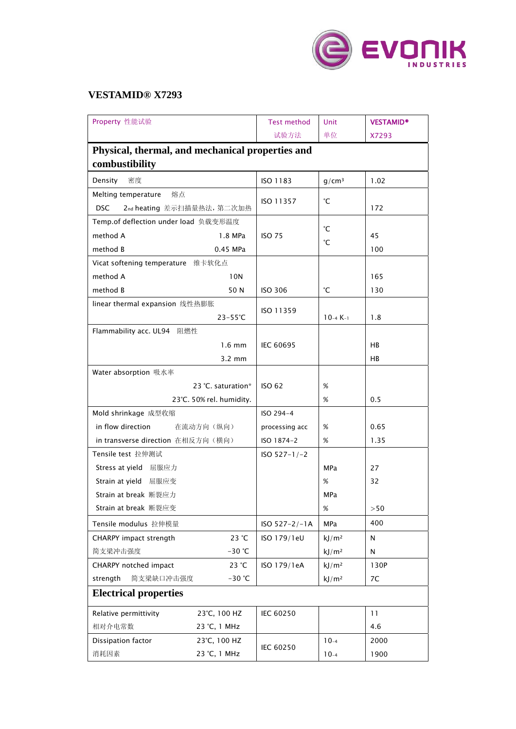## VESTAMID® X7293

| Property 性能试验 | Test method 试验方法 | Unit 单位 | VESTAMID® X7293 |
|---|---|---|---|
| **Physical, thermal, and mechanical properties and combustibility** | | | |
| Density 密度 | ISO 1183 | $g/cm^3$ | 1.02 |
| Melting temperature 熔点<br>DSC 2nd heating 差示扫描量热法，第二次加热 | ISO 11357 | ℃ | 172 |
| Temp.of deflection under load 负载变形温度 | | | |
| method A 1.8 MPa | ISO 75 | ℃ | 45 |
| method B 0.45 MPa | | ℃ | 100 |
| Vicat softening temperature 维卡软化点 | | | |
| method A 10N | | | 165 |
| method B 50 N | ISO 306 | ℃ | 130 |
| linear thermal expansion 线性热膨胀 23-55℃ | ISO 11359 | $10^{-4}$ $K^{-1}$ | 1.8 |
| Flammability acc. UL94 阻燃性 | | | |
| 1.6 mm | IEC 60695 | | HB |
| 3.2 mm | | | HB |
| Water absorption 吸水率 | | | |
| 23 ℃. saturation* | ISO 62 | % | |
| 23℃. 50% rel. humidity. | | % | 0.5 |
| Mold shrinkage 成型收缩 | ISO 294-4 | | |
| in flow direction 在流动方向（纵向） | processing acc | % | 0.65 |
| in transverse direction 在相反方向（横向） | ISO 1874-2 | % | 1.35 |
| Tensile test 拉伸测试 | ISO 527-1/-2 | | |
| Stress at yield 屈服应力 | | MPa | 27 |
| Strain at yield 屈服应变 | | % | 32 |
| Strain at break 断裂应力 | | MPa | |
| Strain at break 断裂应变 | | % | >50 |
| Tensile modulus 拉伸模量 | ISO 527-2/-1A | MPa | 400 |
| CHARPY impact strength 23 ℃ | ISO 179/1eU | $kJ/m^2$ | N |
| 简支梁冲击强度 -30 ℃ | | $kJ/m^2$ | N |
| CHARPY notched impact 23 ℃ | ISO 179/1eA | $kJ/m^2$ | 130P |
| strength 简支梁缺口冲击强度 -30 ℃ | | $kJ/m^2$ | 7C |
| **Electrical properties** | | | |
| Relative permittivity 23℃, 100 HZ | IEC 60250 | | 11 |
| 相对介电常数 23 ℃, 1 MHz | | | 4.6 |
| Dissipation factor 23℃, 100 HZ | IEC 60250 | $10^{-4}$ | 2000 |
| 消耗因素 23 ℃, 1 MHz | | $10^{-4}$ | 1900 |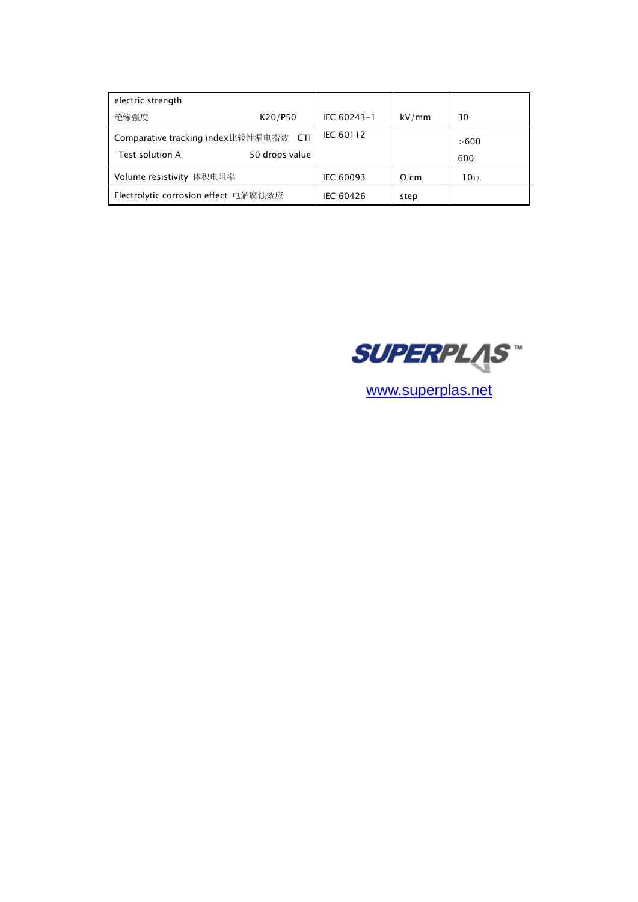| | | | |
|---|---|---|---|
| electric strength<br>绝缘强度 K20/P50 | IEC 60243-1 | kV/mm | 30 |
| Comparative tracking index比较性漏电指数 CTI<br>Test solution A 50 drops value | IEC 60112 | | >600<br>600 |
| Volume resistivity 体积电阻率 | IEC 60093 | Ω cm | $10^{12}$ |
| Electrolytic corrosion effect 电解腐蚀效应 | IEC 60426 | step | |

SUPERPLAS™

www.superplas.net